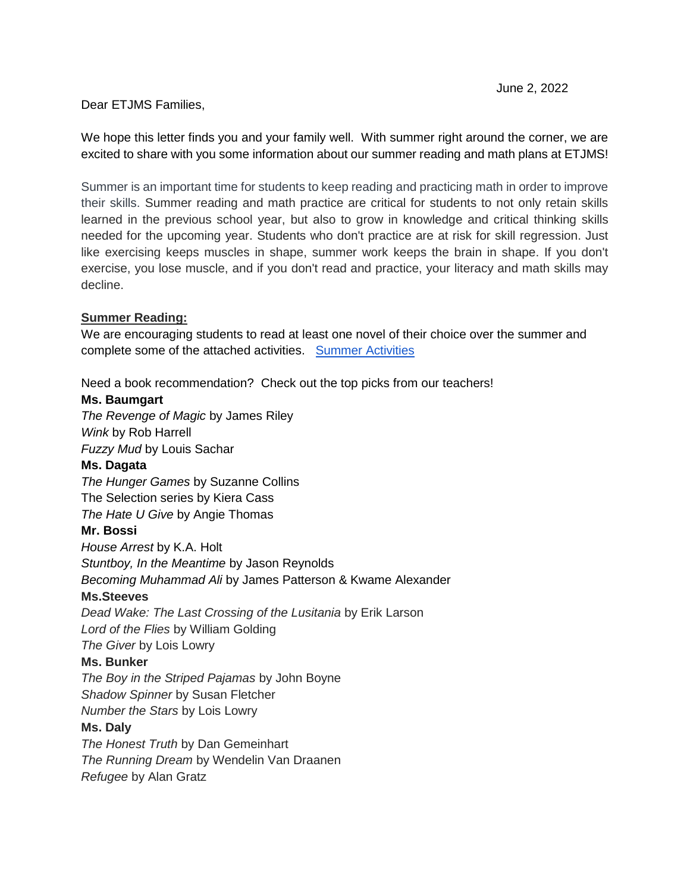June 2, 2022

Dear ETJMS Families,

We hope this letter finds you and your family well. With summer right around the corner, we are excited to share with you some information about our summer reading and math plans at ETJMS!

Summer is an important time for students to keep reading and practicing math in order to improve their skills. Summer reading and math practice are critical for students to not only retain skills learned in the previous school year, but also to grow in knowledge and critical thinking skills needed for the upcoming year. Students who don't practice are at risk for skill regression. Just like exercising keeps muscles in shape, summer work keeps the brain in shape. If you don't exercise, you lose muscle, and if you don't read and practice, your literacy and math skills may decline.

**Summer Reading:**

We are encouraging students to read at least one novel of their choice over the summer and complete some of the attached activities. [Summer Activities]

Need a book recommendation? Check out the top picks from our teachers!

**Ms. Baumgart**
*The Revenge of Magic* by James Riley
*Wink* by Rob Harrell
*Fuzzy Mud* by Louis Sachar

**Ms. Dagata**
*The Hunger Games* by Suzanne Collins
The Selection series by Kiera Cass
*The Hate U Give* by Angie Thomas

**Mr. Bossi**
*House Arrest* by K.A. Holt
*Stuntboy, In the Meantime* by Jason Reynolds
*Becoming Muhammad Ali* by James Patterson & Kwame Alexander

**Ms.Steeves**
*Dead Wake: The Last Crossing of the Lusitania* by Erik Larson
*Lord of the Flies* by William Golding
*The Giver* by Lois Lowry

**Ms. Bunker**
*The Boy in the Striped Pajamas* by John Boyne
*Shadow Spinner* by Susan Fletcher
*Number the Stars* by Lois Lowry

**Ms. Daly**
*The Honest Truth* by Dan Gemeinhart
*The Running Dream* by Wendelin Van Draanen
*Refugee* by Alan Gratz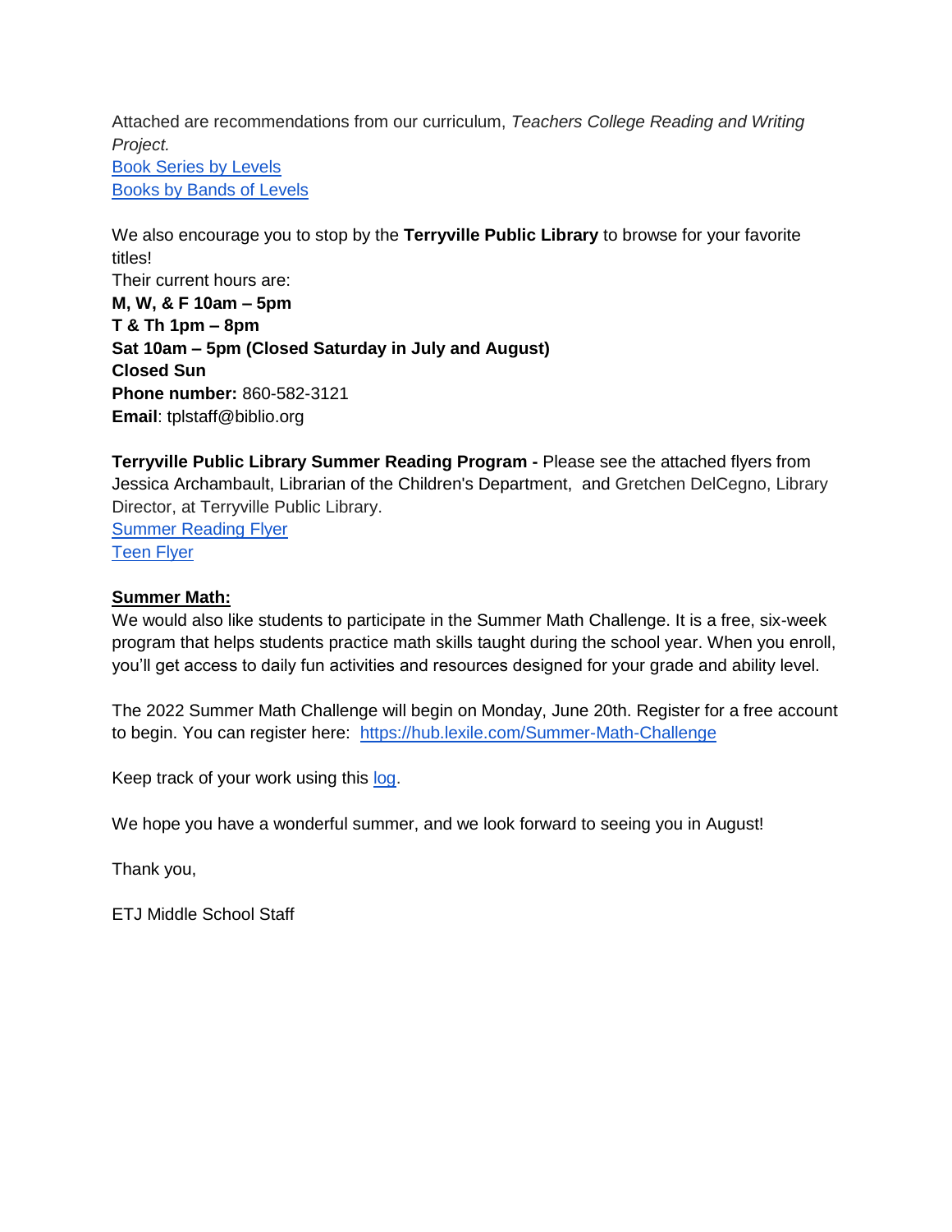Attached are recommendations from our curriculum, *Teachers College Reading and Writing Project.*
[Book Series by Levels]
[Books by Bands of Levels]

We also encourage you to stop by the **Terryville Public Library** to browse for your favorite titles!
Their current hours are:
**M, W, & F 10am – 5pm**
**T & Th 1pm – 8pm**
**Sat 10am – 5pm (Closed Saturday in July and August)**
**Closed Sun**
**Phone number:** 860-582-3121
**Email**: tplstaff@biblio.org

**Terryville Public Library Summer Reading Program -** Please see the attached flyers from Jessica Archambault, Librarian of the Children's Department, and Gretchen DelCegno, Library Director, at Terryville Public Library.
[Summer Reading Flyer]
[Teen Flyer]

**Summer Math:**
We would also like students to participate in the Summer Math Challenge. It is a free, six-week program that helps students practice math skills taught during the school year. When you enroll, you'll get access to daily fun activities and resources designed for your grade and ability level.

The 2022 Summer Math Challenge will begin on Monday, June 20th. Register for a free account to begin. You can register here: https://hub.lexile.com/Summer-Math-Challenge

Keep track of your work using this [log].

We hope you have a wonderful summer, and we look forward to seeing you in August!

Thank you,

ETJ Middle School Staff